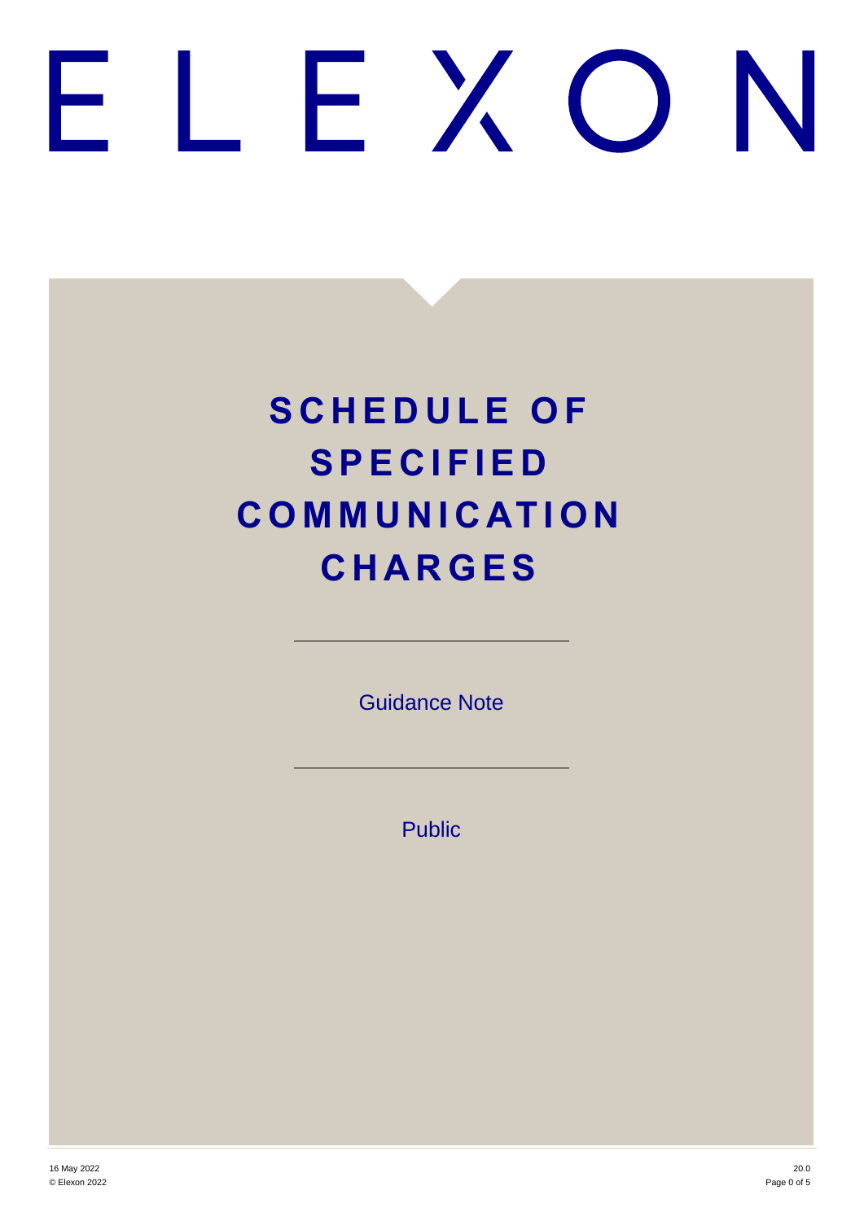# ELEXON

# SCHEDULE OF SPECIFIED COMMUNICATION CHARGES

Guidance Note

Public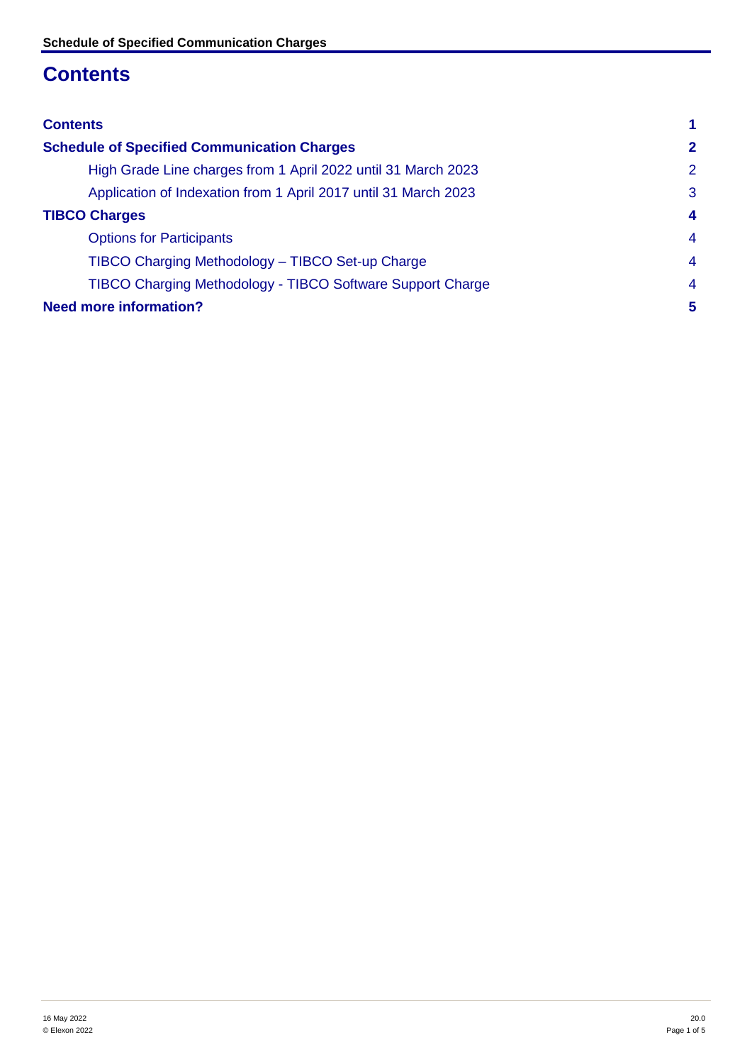# Contents

| | |
|---|---|
| **Contents** | **1** |
| **Schedule of Specified Communication Charges** | **2** |
| High Grade Line charges from 1 April 2022 until 31 March 2023 | 2 |
| Application of Indexation from 1 April 2017 until 31 March 2023 | 3 |
| **TIBCO Charges** | **4** |
| Options for Participants | 4 |
| TIBCO Charging Methodology – TIBCO Set-up Charge | 4 |
| TIBCO Charging Methodology - TIBCO Software Support Charge | 4 |
| **Need more information?** | **5** |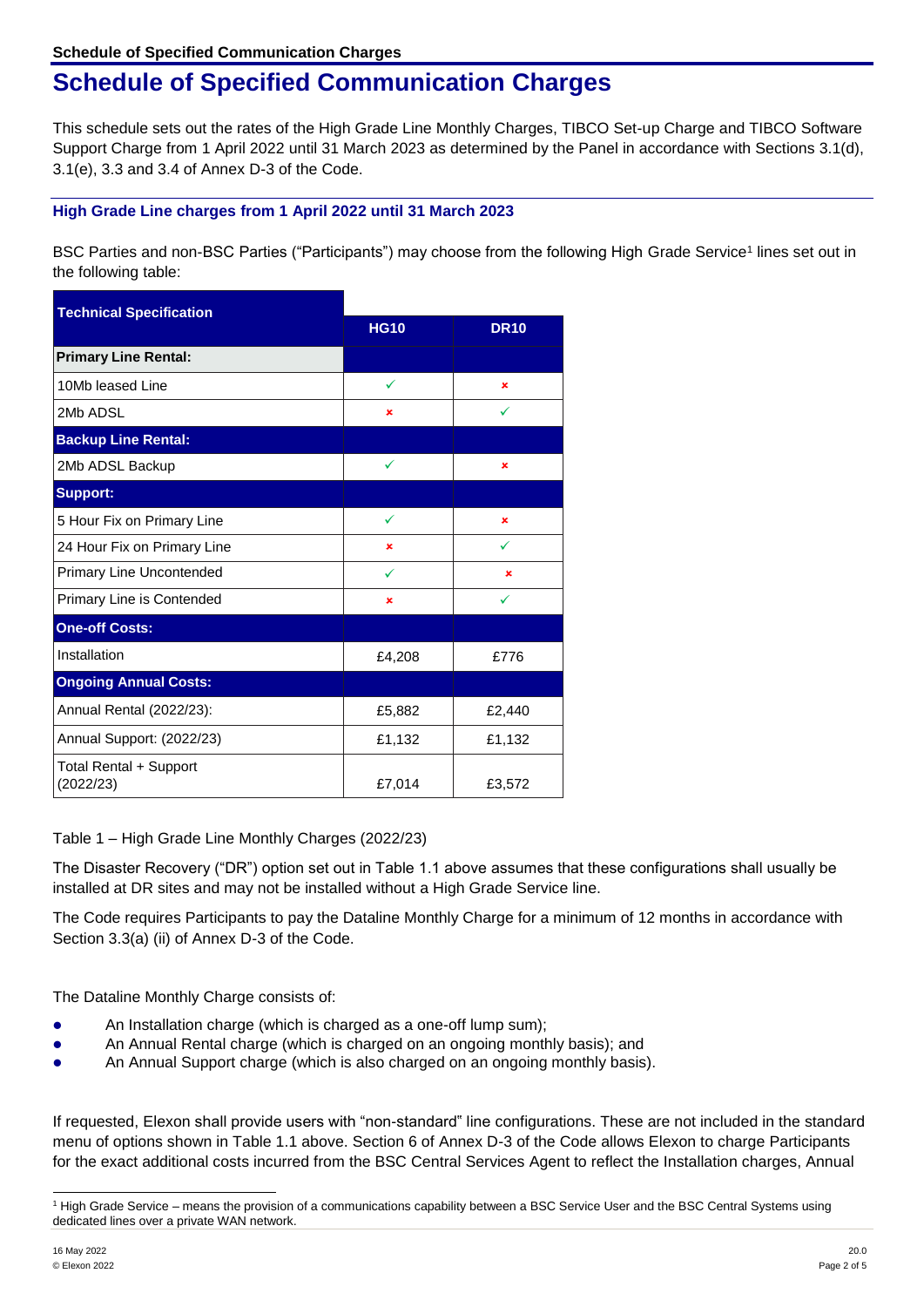# Schedule of Specified Communication Charges

This schedule sets out the rates of the High Grade Line Monthly Charges, TIBCO Set-up Charge and TIBCO Software Support Charge from 1 April 2022 until 31 March 2023 as determined by the Panel in accordance with Sections 3.1(d), 3.1(e), 3.3 and 3.4 of Annex D-3 of the Code.

### High Grade Line charges from 1 April 2022 until 31 March 2023

BSC Parties and non-BSC Parties ("Participants") may choose from the following High Grade Service[1] lines set out in the following table:

| Technical Specification | HG10 | DR10 |
|---|---|---|
| **Primary Line Rental:** | | |
| 10Mb leased Line | ✓ | ✗ |
| 2Mb ADSL | ✗ | ✓ |
| **Backup Line Rental:** | | |
| 2Mb ADSL Backup | ✓ | ✗ |
| **Support:** | | |
| 5 Hour Fix on Primary Line | ✓ | ✗ |
| 24 Hour Fix on Primary Line | ✗ | ✓ |
| Primary Line Uncontended | ✓ | ✗ |
| Primary Line is Contended | ✗ | ✓ |
| **One-off Costs:** | | |
| Installation | £4,208 | £776 |
| **Ongoing Annual Costs:** | | |
| Annual Rental (2022/23): | £5,882 | £2,440 |
| Annual Support: (2022/23) | £1,132 | £1,132 |
| Total Rental + Support (2022/23) | £7,014 | £3,572 |

Table 1 – High Grade Line Monthly Charges (2022/23)

The Disaster Recovery ("DR") option set out in Table 1.1 above assumes that these configurations shall usually be installed at DR sites and may not be installed without a High Grade Service line.

The Code requires Participants to pay the Dataline Monthly Charge for a minimum of 12 months in accordance with Section 3.3(a) (ii) of Annex D-3 of the Code.

The Dataline Monthly Charge consists of:

- An Installation charge (which is charged as a one-off lump sum);
- An Annual Rental charge (which is charged on an ongoing monthly basis); and
- An Annual Support charge (which is also charged on an ongoing monthly basis).

If requested, Elexon shall provide users with "non-standard" line configurations. These are not included in the standard menu of options shown in Table 1.1 above. Section 6 of Annex D-3 of the Code allows Elexon to charge Participants for the exact additional costs incurred from the BSC Central Services Agent to reflect the Installation charges, Annual

[1] High Grade Service – means the provision of a communications capability between a BSC Service User and the BSC Central Systems using dedicated lines over a private WAN network.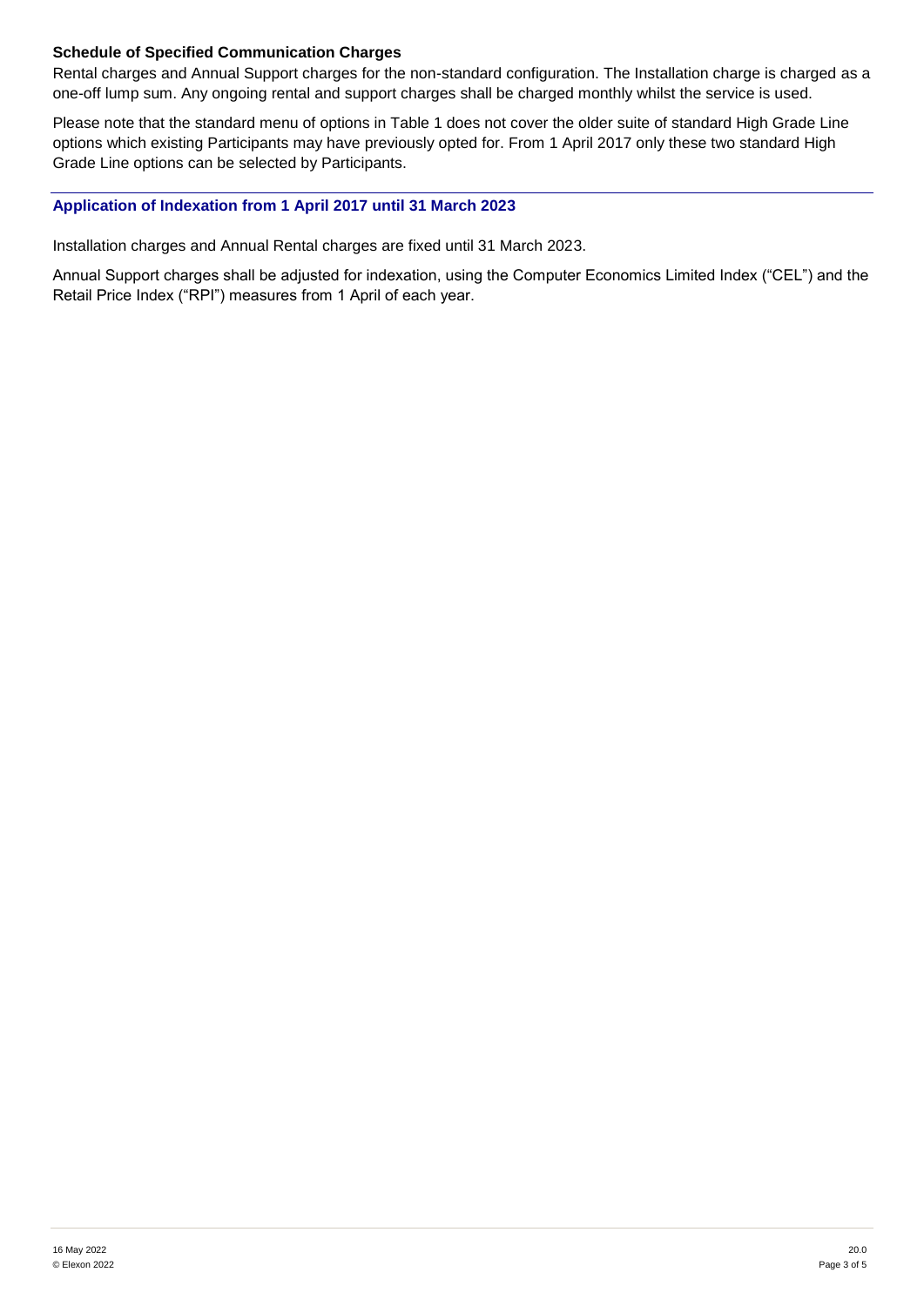**Schedule of Specified Communication Charges**

Rental charges and Annual Support charges for the non-standard configuration. The Installation charge is charged as a one-off lump sum. Any ongoing rental and support charges shall be charged monthly whilst the service is used.

Please note that the standard menu of options in Table 1 does not cover the older suite of standard High Grade Line options which existing Participants may have previously opted for. From 1 April 2017 only these two standard High Grade Line options can be selected by Participants.

## Application of Indexation from 1 April 2017 until 31 March 2023

Installation charges and Annual Rental charges are fixed until 31 March 2023.

Annual Support charges shall be adjusted for indexation, using the Computer Economics Limited Index ("CEL") and the Retail Price Index ("RPI") measures from 1 April of each year.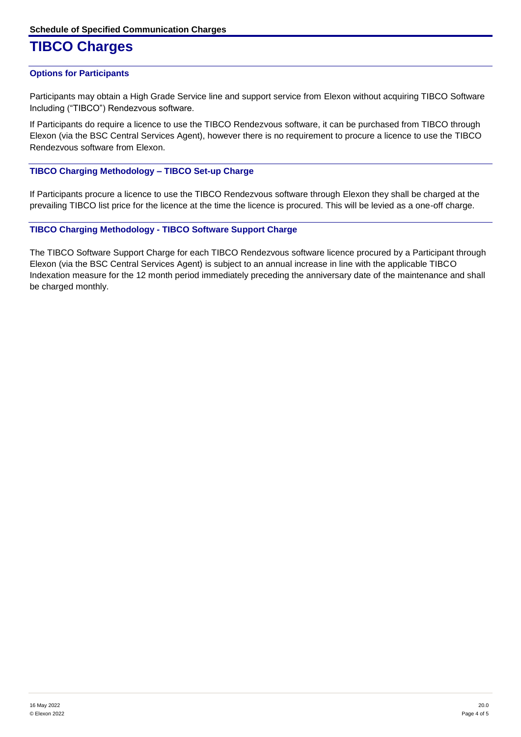# TIBCO Charges

### Options for Participants

Participants may obtain a High Grade Service line and support service from Elexon without acquiring TIBCO Software Including ("TIBCO") Rendezvous software.

If Participants do require a licence to use the TIBCO Rendezvous software, it can be purchased from TIBCO through Elexon (via the BSC Central Services Agent), however there is no requirement to procure a licence to use the TIBCO Rendezvous software from Elexon.

### TIBCO Charging Methodology – TIBCO Set-up Charge

If Participants procure a licence to use the TIBCO Rendezvous software through Elexon they shall be charged at the prevailing TIBCO list price for the licence at the time the licence is procured. This will be levied as a one-off charge.

### TIBCO Charging Methodology - TIBCO Software Support Charge

The TIBCO Software Support Charge for each TIBCO Rendezvous software licence procured by a Participant through Elexon (via the BSC Central Services Agent) is subject to an annual increase in line with the applicable TIBCO Indexation measure for the 12 month period immediately preceding the anniversary date of the maintenance and shall be charged monthly.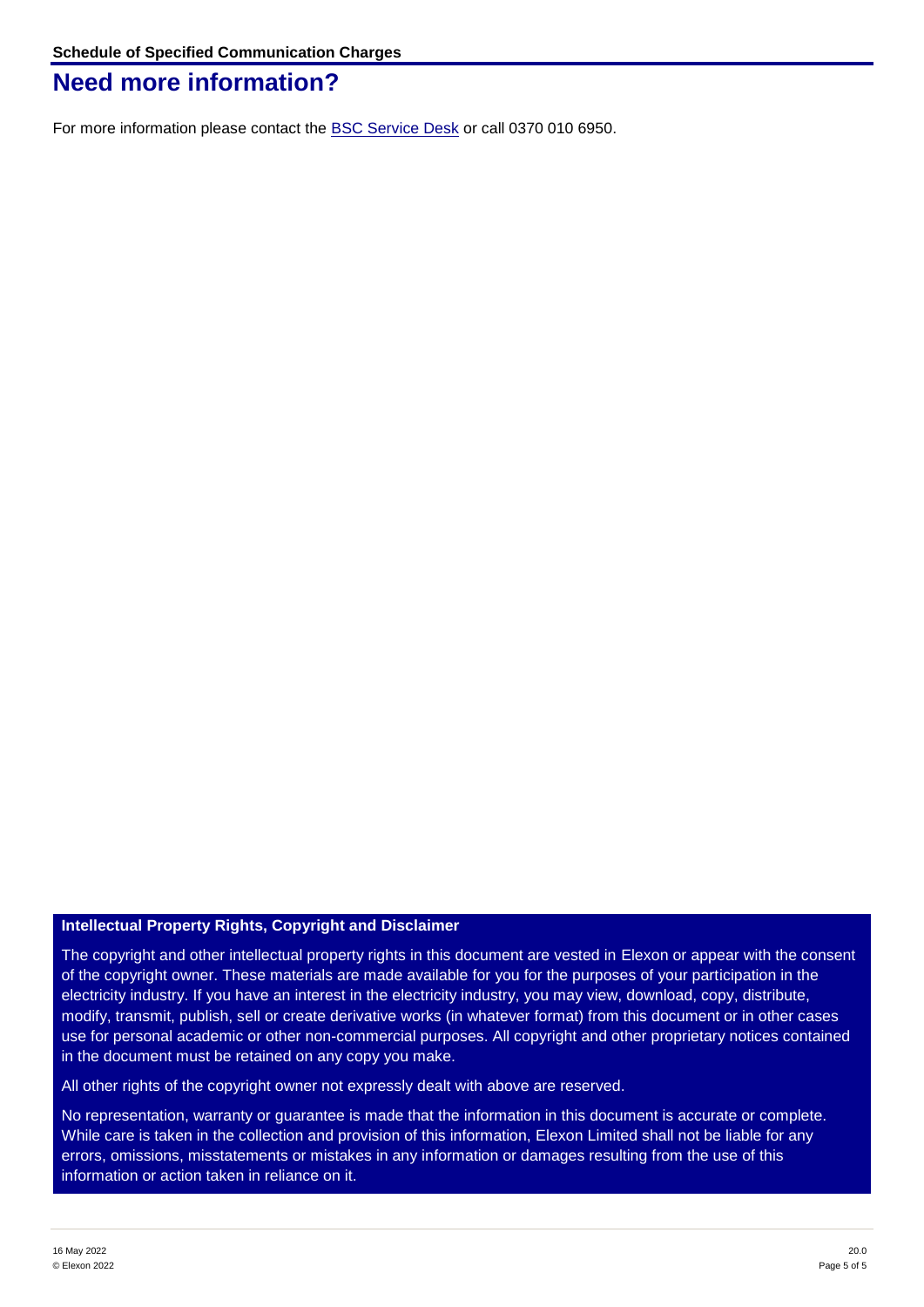# Need more information?

For more information please contact the [BSC Service Desk] or call 0370 010 6950.

**Intellectual Property Rights, Copyright and Disclaimer**

The copyright and other intellectual property rights in this document are vested in Elexon or appear with the consent of the copyright owner. These materials are made available for you for the purposes of your participation in the electricity industry. If you have an interest in the electricity industry, you may view, download, copy, distribute, modify, transmit, publish, sell or create derivative works (in whatever format) from this document or in other cases use for personal academic or other non-commercial purposes. All copyright and other proprietary notices contained in the document must be retained on any copy you make.

All other rights of the copyright owner not expressly dealt with above are reserved.

No representation, warranty or guarantee is made that the information in this document is accurate or complete. While care is taken in the collection and provision of this information, Elexon Limited shall not be liable for any errors, omissions, misstatements or mistakes in any information or damages resulting from the use of this information or action taken in reliance on it.